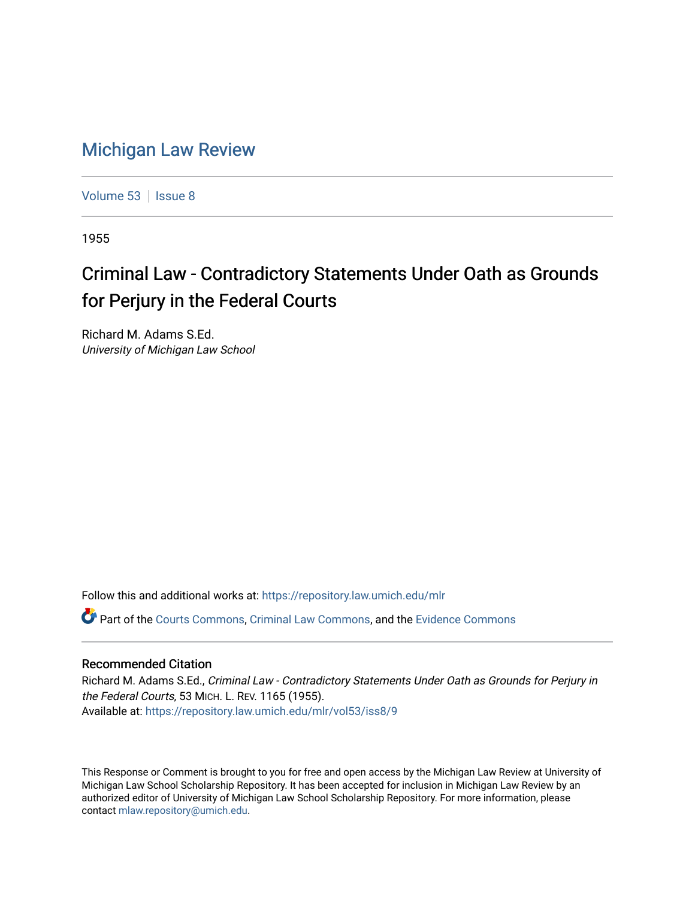# Michigan Law Review

Volume 53 | Issue 8

1955

## Criminal Law - Contradictory Statements Under Oath as Grounds for Perjury in the Federal Courts

Richard M. Adams S.Ed.
*University of Michigan Law School*

Follow this and additional works at: https://repository.law.umich.edu/mlr

Part of the Courts Commons, Criminal Law Commons, and the Evidence Commons

### Recommended Citation

Richard M. Adams S.Ed., *Criminal Law - Contradictory Statements Under Oath as Grounds for Perjury in the Federal Courts*, 53 MICH. L. REV. 1165 (1955).
Available at: https://repository.law.umich.edu/mlr/vol53/iss8/9

This Response or Comment is brought to you for free and open access by the Michigan Law Review at University of Michigan Law School Scholarship Repository. It has been accepted for inclusion in Michigan Law Review by an authorized editor of University of Michigan Law School Scholarship Repository. For more information, please contact mlaw.repository@umich.edu.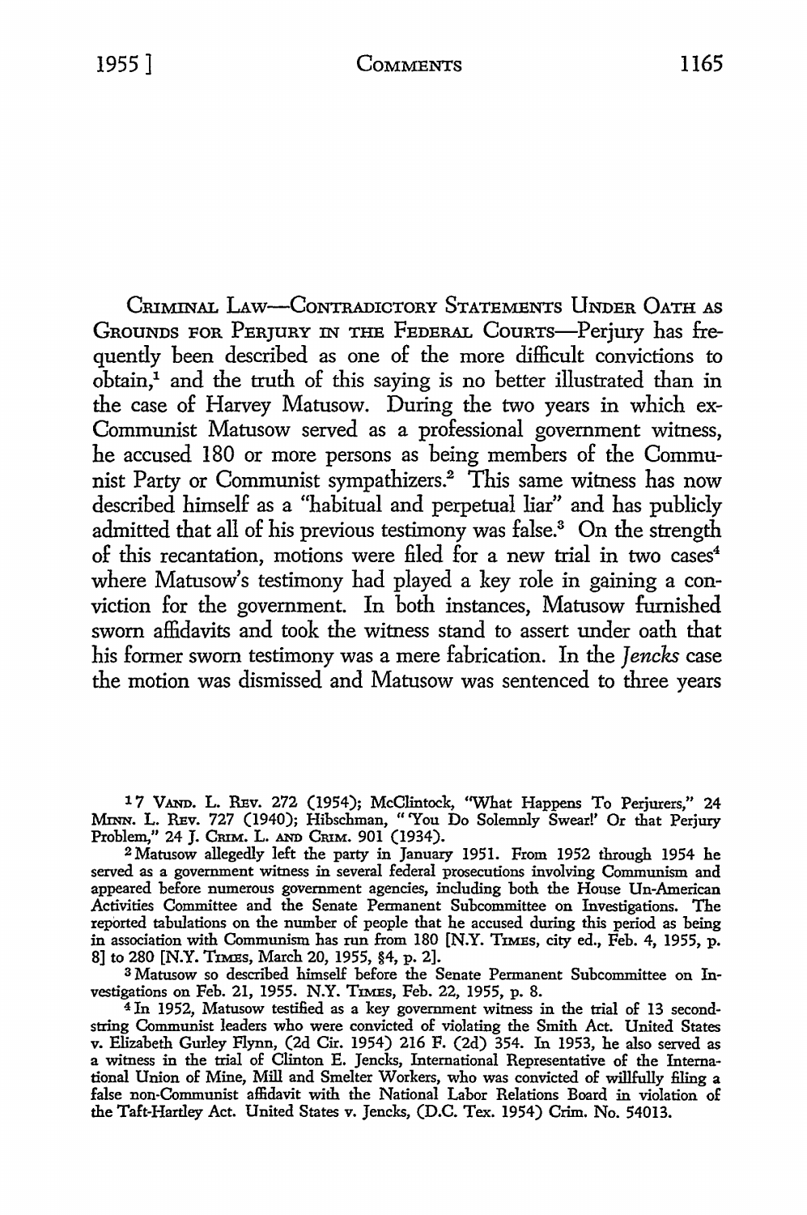CRIMINAL LAW—CONTRADICTORY STATEMENTS UNDER OATH AS GROUNDS FOR PERJURY IN THE FEDERAL COURTS—Perjury has frequently been described as one of the more difficult convictions to obtain,[1] and the truth of this saying is no better illustrated than in the case of Harvey Matusow. During the two years in which ex-Communist Matusow served as a professional government witness, he accused 180 or more persons as being members of the Communist Party or Communist sympathizers.[2] This same witness has now described himself as a "habitual and perpetual liar" and has publicly admitted that all of his previous testimony was false.[3] On the strength of this recantation, motions were filed for a new trial in two cases[4] where Matusow's testimony had played a key role in gaining a conviction for the government. In both instances, Matusow furnished sworn affidavits and took the witness stand to assert under oath that his former sworn testimony was a mere fabrication. In the *Jencks* case the motion was dismissed and Matusow was sentenced to three years

---

[1] 7 VAND. L. REV. 272 (1954); McClintock, "What Happens To Perjurers," 24 MINN. L. REV. 727 (1940); Hibschman, "'You Do Solemnly Swear!' Or that Perjury Problem," 24 J. CRIM. L. AND CRIM. 901 (1934).

[2] Matusow allegedly left the party in January 1951. From 1952 through 1954 he served as a government witness in several federal prosecutions involving Communism and appeared before numerous government agencies, including both the House Un-American Activities Committee and the Senate Permanent Subcommittee on Investigations. The reported tabulations on the number of people that he accused during this period as being in association with Communism has run from 180 [N.Y. TIMES, city ed., Feb. 4, 1955, p. 8] to 280 [N.Y. TIMES, March 20, 1955, §4, p. 2].

[3] Matusow so described himself before the Senate Permanent Subcommittee on Investigations on Feb. 21, 1955. N.Y. TIMES, Feb. 22, 1955, p. 8.

[4] In 1952, Matusow testified as a key government witness in the trial of 13 second-string Communist leaders who were convicted of violating the Smith Act. United States v. Elizabeth Gurley Flynn, (2d Cir. 1954) 216 F. (2d) 354. In 1953, he also served as a witness in the trial of Clinton E. Jencks, International Representative of the International Union of Mine, Mill and Smelter Workers, who was convicted of willfully filing a false non-Communist affidavit with the National Labor Relations Board in violation of the Taft-Hartley Act. United States v. Jencks, (D.C. Tex. 1954) Crim. No. 54013.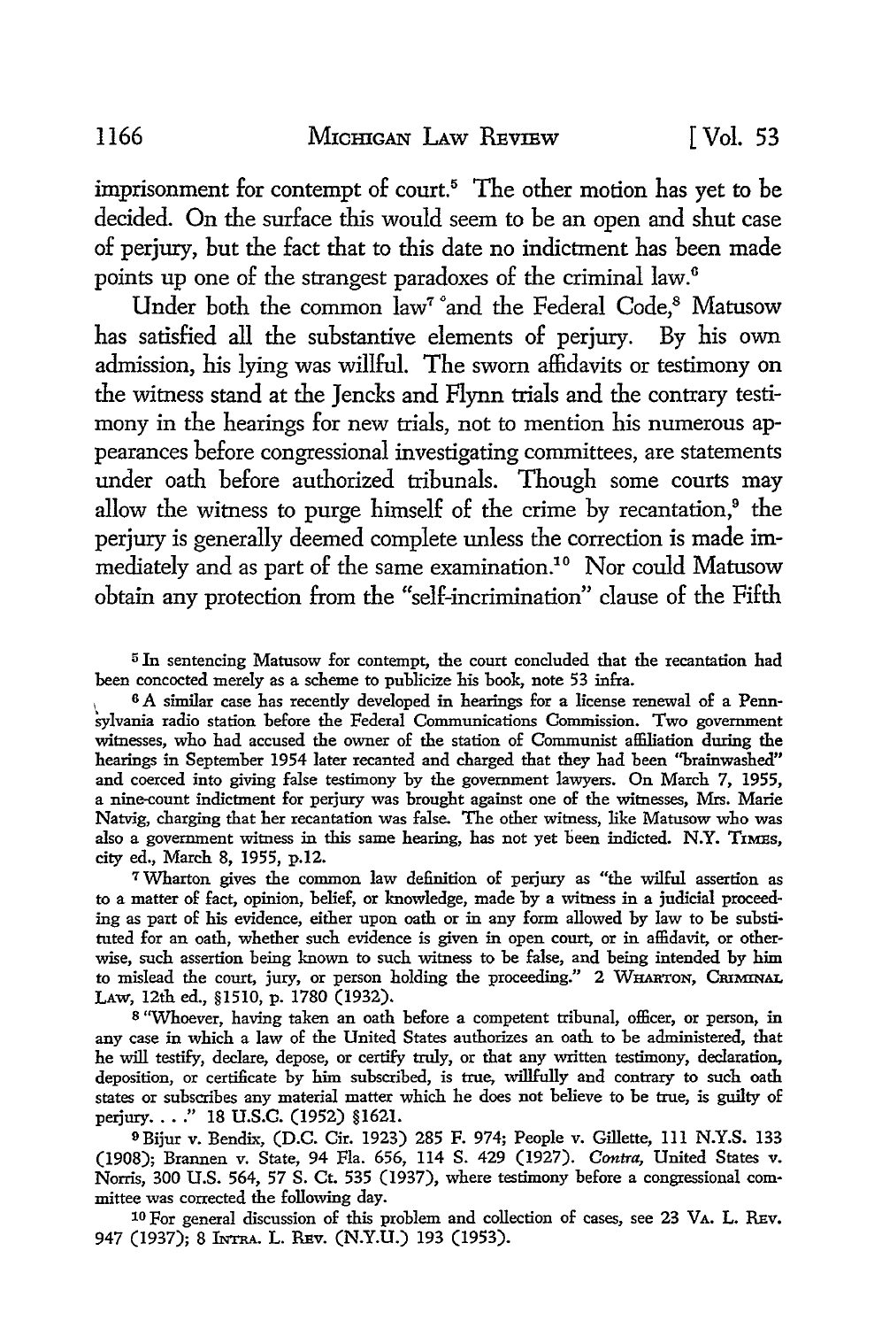imprisonment for contempt of court.[5] The other motion has yet to be decided. On the surface this would seem to be an open and shut case of perjury, but the fact that to this date no indictment has been made points up one of the strangest paradoxes of the criminal law.[6]

Under both the common law[7] and the Federal Code,[8] Matusow has satisfied all the substantive elements of perjury. By his own admission, his lying was willful. The sworn affidavits or testimony on the witness stand at the Jencks and Flynn trials and the contrary testimony in the hearings for new trials, not to mention his numerous appearances before congressional investigating committees, are statements under oath before authorized tribunals. Though some courts may allow the witness to purge himself of the crime by recantation,[9] the perjury is generally deemed complete unless the correction is made immediately and as part of the same examination.[10] Nor could Matusow obtain any protection from the "self-incrimination" clause of the Fifth

---

[5] In sentencing Matusow for contempt, the court concluded that the recantation had been concocted merely as a scheme to publicize his book, note 53 infra.

[6] A similar case has recently developed in hearings for a license renewal of a Pennsylvania radio station before the Federal Communications Commission. Two government witnesses, who had accused the owner of the station of Communist affiliation during the hearings in September 1954 later recanted and charged that they had been "brainwashed" and coerced into giving false testimony by the government lawyers. On March 7, 1955, a nine-count indictment for perjury was brought against one of the witnesses, Mrs. Marie Natvig, charging that her recantation was false. The other witness, like Matusow who was also a government witness in this same hearing, has not yet been indicted. N.Y. TIMES, city ed., March 8, 1955, p.12.

[7] Wharton gives the common law definition of perjury as "the wilful assertion as to a matter of fact, opinion, belief, or knowledge, made by a witness in a judicial proceeding as part of his evidence, either upon oath or in any form allowed by law to be substituted for an oath, whether such evidence is given in open court, or in affidavit, or otherwise, such assertion being known to such witness to be false, and being intended by him to mislead the court, jury, or person holding the proceeding." 2 WHARTON, CRIMINAL LAW, 12th ed., §1510, p. 1780 (1932).

[8] "Whoever, having taken an oath before a competent tribunal, officer, or person, in any case in which a law of the United States authorizes an oath to be administered, that he will testify, declare, depose, or certify truly, or that any written testimony, declaration, deposition, or certificate by him subscribed, is true, willfully and contrary to such oath states or subscribes any material matter which he does not believe to be true, is guilty of perjury. . . ." 18 U.S.C. (1952) §1621.

[9] Bijur v. Bendix, (D.C. Cir. 1923) 285 F. 974; People v. Gillette, 111 N.Y.S. 133 (1908); Brannen v. State, 94 Fla. 656, 114 S. 429 (1927). *Contra,* United States v. Norris, 300 U.S. 564, 57 S. Ct. 535 (1937), where testimony before a congressional committee was corrected the following day.

[10] For general discussion of this problem and collection of cases, see 23 VA. L. REV. 947 (1937); 8 INTRA. L. REV. (N.Y.U.) 193 (1953).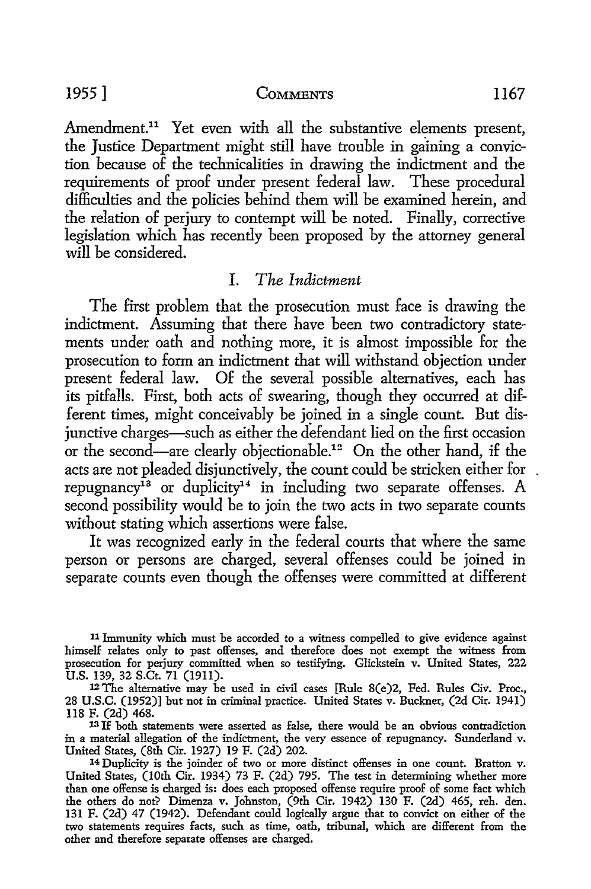Amendment.[11] Yet even with all the substantive elements present, the Justice Department might still have trouble in gaining a conviction because of the technicalities in drawing the indictment and the requirements of proof under present federal law. These procedural difficulties and the policies behind them will be examined herein, and the relation of perjury to contempt will be noted. Finally, corrective legislation which has recently been proposed by the attorney general will be considered.

## I. *The Indictment*

The first problem that the prosecution must face is drawing the indictment. Assuming that there have been two contradictory statements under oath and nothing more, it is almost impossible for the prosecution to form an indictment that will withstand objection under present federal law. Of the several possible alternatives, each has its pitfalls. First, both acts of swearing, though they occurred at different times, might conceivably be joined in a single count. But disjunctive charges—such as either the defendant lied on the first occasion or the second—are clearly objectionable.[12] On the other hand, if the acts are not pleaded disjunctively, the count could be stricken either for repugnancy[13] or duplicity[14] in including two separate offenses. A second possibility would be to join the two acts in two separate counts without stating which assertions were false.

It was recognized early in the federal courts that where the same person or persons are charged, several offenses could be joined in separate counts even though the offenses were committed at different

---

[11] Immunity which must be accorded to a witness compelled to give evidence against himself relates only to past offenses, and therefore does not exempt the witness from prosecution for perjury committed when so testifying. Glickstein v. United States, 222 U.S. 139, 32 S.Ct. 71 (1911).

[12] The alternative may be used in civil cases [Rule 8(e)2, Fed. Rules Civ. Proc., 28 U.S.C. (1952)] but not in criminal practice. United States v. Buckner, (2d Cir. 1941) 118 F. (2d) 468.

[13] If both statements were asserted as false, there would be an obvious contradiction in a material allegation of the indictment, the very essence of repugnancy. Sunderland v. United States, (8th Cir. 1927) 19 F. (2d) 202.

[14] Duplicity is the joinder of two or more distinct offenses in one count. Bratton v. United States, (10th Cir. 1934) 73 F. (2d) 795. The test in determining whether more than one offense is charged is: does each proposed offense require proof of some fact which the others do not? Dimenza v. Johnston, (9th Cir. 1942) 130 F. (2d) 465, reh. den. 131 F. (2d) 47 (1942). Defendant could logically argue that to convict on either of the two statements requires facts, such as time, oath, tribunal, which are different from the other and therefore separate offenses are charged.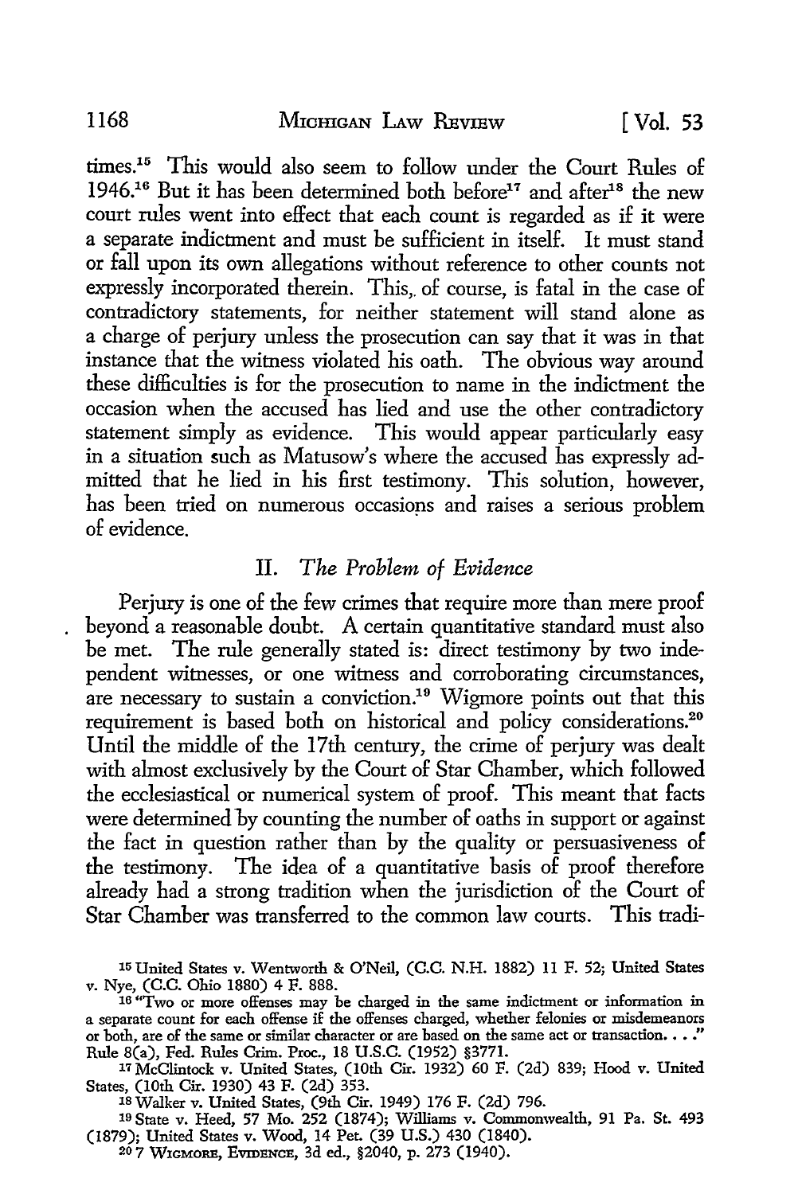times.[15] This would also seem to follow under the Court Rules of 1946.[16] But it has been determined both before[17] and after[18] the new court rules went into effect that each count is regarded as if it were a separate indictment and must be sufficient in itself. It must stand or fall upon its own allegations without reference to other counts not expressly incorporated therein. This, of course, is fatal in the case of contradictory statements, for neither statement will stand alone as a charge of perjury unless the prosecution can say that it was in that instance that the witness violated his oath. The obvious way around these difficulties is for the prosecution to name in the indictment the occasion when the accused has lied and use the other contradictory statement simply as evidence. This would appear particularly easy in a situation such as Matusow's where the accused has expressly admitted that he lied in his first testimony. This solution, however, has been tried on numerous occasions and raises a serious problem of evidence.

## II. *The Problem of Evidence*

Perjury is one of the few crimes that require more than mere proof beyond a reasonable doubt. A certain quantitative standard must also be met. The rule generally stated is: direct testimony by two independent witnesses, or one witness and corroborating circumstances, are necessary to sustain a conviction.[19] Wigmore points out that this requirement is based both on historical and policy considerations.[20] Until the middle of the 17th century, the crime of perjury was dealt with almost exclusively by the Court of Star Chamber, which followed the ecclesiastical or numerical system of proof. This meant that facts were determined by counting the number of oaths in support or against the fact in question rather than by the quality or persuasiveness of the testimony. The idea of a quantitative basis of proof therefore already had a strong tradition when the jurisdiction of the Court of Star Chamber was transferred to the common law courts. This tradi-

---

[15] United States v. Wentworth & O'Neil, (C.C. N.H. 1882) 11 F. 52; United States v. Nye, (C.C. Ohio 1880) 4 F. 888.

[16] "Two or more offenses may be charged in the same indictment or information in a separate count for each offense if the offenses charged, whether felonies or misdemeanors or both, are of the same or similar character or are based on the same act or transaction. . . ." Rule 8(a), Fed. Rules Crim. Proc., 18 U.S.C. (1952) §3771.

[17] McClintock v. United States, (10th Cir. 1932) 60 F. (2d) 839; Hood v. United States, (10th Cir. 1930) 43 F. (2d) 353.

[18] Walker v. United States, (9th Cir. 1949) 176 F. (2d) 796.

[19] State v. Heed, 57 Mo. 252 (1874); Williams v. Commonwealth, 91 Pa. St. 493 (1879); United States v. Wood, 14 Pet. (39 U.S.) 430 (1840).

[20] 7 WIGMORE, EVIDENCE, 3d ed., §2040, p. 273 (1940).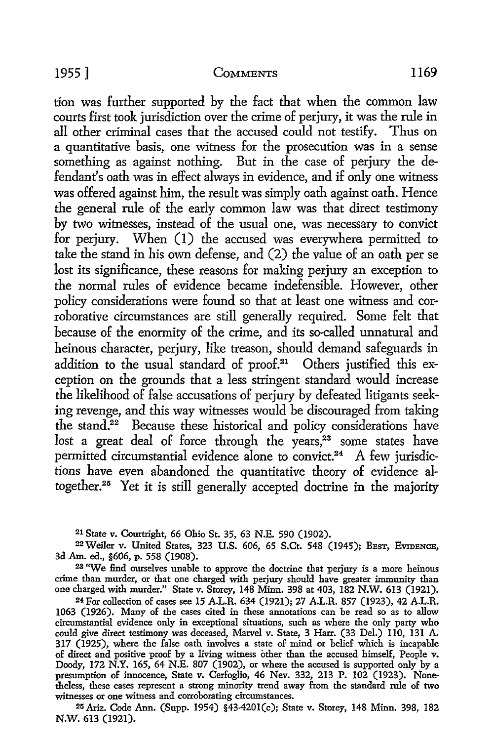tion was further supported by the fact that when the common law courts first took jurisdiction over the crime of perjury, it was the rule in all other criminal cases that the accused could not testify. Thus on a quantitative basis, one witness for the prosecution was in a sense something as against nothing. But in the case of perjury the defendant's oath was in effect always in evidence, and if only one witness was offered against him, the result was simply oath against oath. Hence the general rule of the early common law was that direct testimony by two witnesses, instead of the usual one, was necessary to convict for perjury. When (1) the accused was everywhere permitted to take the stand in his own defense, and (2) the value of an oath per se lost its significance, these reasons for making perjury an exception to the normal rules of evidence became indefensible. However, other policy considerations were found so that at least one witness and corroborative circumstances are still generally required. Some felt that because of the enormity of the crime, and its so-called unnatural and heinous character, perjury, like treason, should demand safeguards in addition to the usual standard of proof.[21] Others justified this exception on the grounds that a less stringent standard would increase the likelihood of false accusations of perjury by defeated litigants seeking revenge, and this way witnesses would be discouraged from taking the stand.[22] Because these historical and policy considerations have lost a great deal of force through the years,[23] some states have permitted circumstantial evidence alone to convict.[24] A few jurisdictions have even abandoned the quantitative theory of evidence altogether.[25] Yet it is still generally accepted doctrine in the majority

[21] State v. Courtright, 66 Ohio St. 35, 63 N.E. 590 (1902).

[22] Weiler v. United States, 323 U.S. 606, 65 S.Ct. 548 (1945); BEST, EVIDENCE, 3d Am. ed., §606, p. 558 (1908).

[23] "We find ourselves unable to approve the doctrine that perjury is a more heinous crime than murder, or that one charged with perjury should have greater immunity than one charged with murder." State v. Storey, 148 Minn. 398 at 403, 182 N.W. 613 (1921).

[24] For collection of cases see 15 A.L.R. 634 (1921); 27 A.L.R. 857 (1923), 42 A.L.R. 1063 (1926). Many of the cases cited in these annotations can be read so as to allow circumstantial evidence only in exceptional situations, such as where the only party who could give direct testimony was deceased, Marvel v. State, 3 Harr. (33 Del.) 110, 131 A. 317 (1925), where the false oath involves a state of mind or belief which is incapable of direct and positive proof by a living witness other than the accused himself, People v. Doody, 172 N.Y. 165, 64 N.E. 807 (1902), or where the accused is supported only by a presumption of innocence, State v. Cerfoglio, 46 Nev. 332, 213 P. 102 (1923). Nonetheless, these cases represent a strong minority trend away from the standard rule of two witnesses or one witness and corroborating circumstances.

[25] Ariz. Code Ann. (Supp. 1954) §43-4201(c); State v. Storey, 148 Minn. 398, 182 N.W. 613 (1921).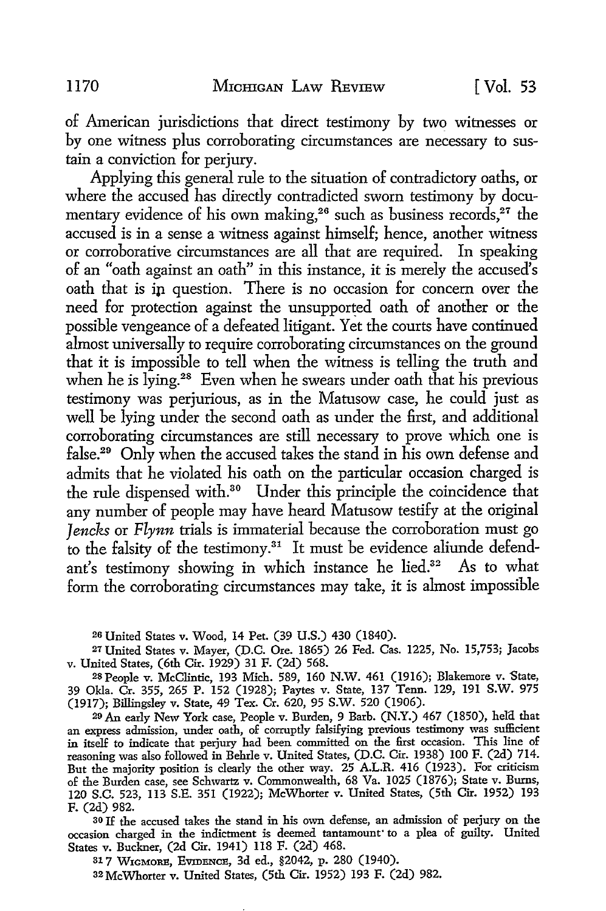of American jurisdictions that direct testimony by two witnesses or by one witness plus corroborating circumstances are necessary to sustain a conviction for perjury.

Applying this general rule to the situation of contradictory oaths, or where the accused has directly contradicted sworn testimony by documentary evidence of his own making,[26] such as business records,[27] the accused is in a sense a witness against himself; hence, another witness or corroborative circumstances are all that are required. In speaking of an "oath against an oath" in this instance, it is merely the accused's oath that is in question. There is no occasion for concern over the need for protection against the unsupported oath of another or the possible vengeance of a defeated litigant. Yet the courts have continued almost universally to require corroborating circumstances on the ground that it is impossible to tell when the witness is telling the truth and when he is lying.[28] Even when he swears under oath that his previous testimony was perjurious, as in the Matusow case, he could just as well be lying under the second oath as under the first, and additional corroborating circumstances are still necessary to prove which one is false.[29] Only when the accused takes the stand in his own defense and admits that he violated his oath on the particular occasion charged is the rule dispensed with.[30] Under this principle the coincidence that any number of people may have heard Matusow testify at the original *Jencks* or *Flynn* trials is immaterial because the corroboration must go to the falsity of the testimony.[31] It must be evidence aliunde defendant's testimony showing in which instance he lied.[32] As to what form the corroborating circumstances may take, it is almost impossible

---

[26] United States v. Wood, 14 Pet. (39 U.S.) 430 (1840).

[27] United States v. Mayer, (D.C. Ore. 1865) 26 Fed. Cas. 1225, No. 15,753; Jacobs v. United States, (6th Cir. 1929) 31 F. (2d) 568.

[28] People v. McClintic, 193 Mich. 589, 160 N.W. 461 (1916); Blakemore v. State, 39 Okla. Cr. 355, 265 P. 152 (1928); Paytes v. State, 137 Tenn. 129, 191 S.W. 975 (1917); Billingsley v. State, 49 Tex. Cr. 620, 95 S.W. 520 (1906).

[29] An early New York case, People v. Burden, 9 Barb. (N.Y.) 467 (1850), held that an express admission, under oath, of corruptly falsifying previous testimony was sufficient in itself to indicate that perjury had been committed on the first occasion. This line of reasoning was also followed in Behrle v. United States, (D.C. Cir. 1938) 100 F. (2d) 714. But the majority position is clearly the other way. 25 A.L.R. 416 (1923). For criticism of the Burden case, see Schwartz v. Commonwealth, 68 Va. 1025 (1876); State v. Burns, 120 S.C. 523, 113 S.E. 351 (1922); McWhorter v. United States, (5th Cir. 1952) 193 F. (2d) 982.

[30] If the accused takes the stand in his own defense, an admission of perjury on the occasion charged in the indictment is deemed tantamount to a plea of guilty. United States v. Buckner, (2d Cir. 1941) 118 F. (2d) 468.

[31] 7 WIGMORE, EVIDENCE, 3d ed., §2042, p. 280 (1940).

[32] McWhorter v. United States, (5th Cir. 1952) 193 F. (2d) 982.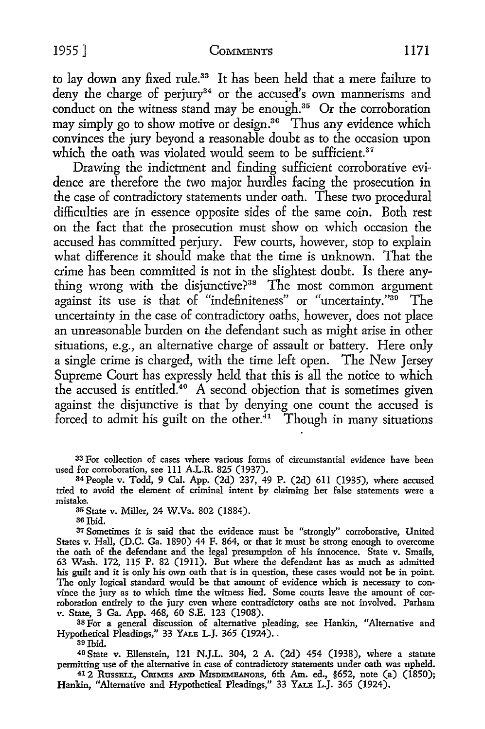to lay down any fixed rule.[33] It has been held that a mere failure to deny the charge of perjury[34] or the accused's own mannerisms and conduct on the witness stand may be enough.[35] Or the corroboration may simply go to show motive or design.[36] Thus any evidence which convinces the jury beyond a reasonable doubt as to the occasion upon which the oath was violated would seem to be sufficient.[37]

Drawing the indictment and finding sufficient corroborative evidence are therefore the two major hurdles facing the prosecution in the case of contradictory statements under oath. These two procedural difficulties are in essence opposite sides of the same coin. Both rest on the fact that the prosecution must show on which occasion the accused has committed perjury. Few courts, however, stop to explain what difference it should make that the time is unknown. That the crime has been committed is not in the slightest doubt. Is there anything wrong with the disjunctive?[38] The most common argument against its use is that of "indefiniteness" or "uncertainty."[39] The uncertainty in the case of contradictory oaths, however, does not place an unreasonable burden on the defendant such as might arise in other situations, e.g., an alternative charge of assault or battery. Here only a single crime is charged, with the time left open. The New Jersey Supreme Court has expressly held that this is all the notice to which the accused is entitled.[40] A second objection that is sometimes given against the disjunctive is that by denying one count the accused is forced to admit his guilt on the other.[41] Though in many situations

---

[33] For collection of cases where various forms of circumstantial evidence have been used for corroboration, see 111 A.L.R. 825 (1937).

[34] People v. Todd, 9 Cal. App. (2d) 237, 49 P. (2d) 611 (1935), where accused tried to avoid the element of criminal intent by claiming her false statements were a mistake.

[35] State v. Miller, 24 W.Va. 802 (1884).

[36] Ibid.

[37] Sometimes it is said that the evidence must be "strongly" corroborative, United States v. Hall, (D.C. Ga. 1890) 44 F. 864, or that it must be strong enough to overcome the oath of the defendant and the legal presumption of his innocence. State v. Smails, 63 Wash. 172, 115 P. 82 (1911). But where the defendant has as much as admitted his guilt and it is only his own oath that is in question, these cases would not be in point. The only logical standard would be that amount of evidence which is necessary to convince the jury as to which time the witness lied. Some courts leave the amount of corroboration entirely to the jury even where contradictory oaths are not involved. Parham v. State, 3 Ga. App. 468, 60 S.E. 123 (1908).

[38] For a general discussion of alternative pleading, see Hankin, "Alternative and Hypothetical Pleadings," 33 YALE L.J. 365 (1924).

[39] Ibid.

[40] State v. Ellenstein, 121 N.J.L. 304, 2 A. (2d) 454 (1938), where a statute permitting use of the alternative in case of contradictory statements under oath was upheld.

[41] 2 RUSSELL, CRIMES AND MISDEMEANORS, 6th Am. ed., §652, note (a) (1850); Hankin, "Alternative and Hypothetical Pleadings," 33 YALE L.J. 365 (1924).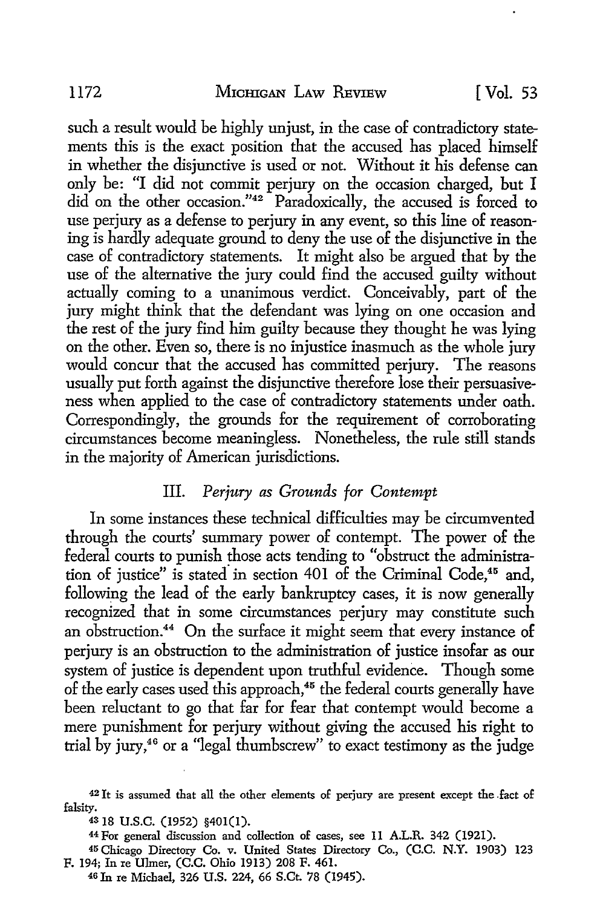such a result would be highly unjust, in the case of contradictory statements this is the exact position that the accused has placed himself in whether the disjunctive is used or not. Without it his defense can only be: "I did not commit perjury on the occasion charged, but I did on the other occasion."[42] Paradoxically, the accused is forced to use perjury as a defense to perjury in any event, so this line of reasoning is hardly adequate ground to deny the use of the disjunctive in the case of contradictory statements. It might also be argued that by the use of the alternative the jury could find the accused guilty without actually coming to a unanimous verdict. Conceivably, part of the jury might think that the defendant was lying on one occasion and the rest of the jury find him guilty because they thought he was lying on the other. Even so, there is no injustice inasmuch as the whole jury would concur that the accused has committed perjury. The reasons usually put forth against the disjunctive therefore lose their persuasiveness when applied to the case of contradictory statements under oath. Correspondingly, the grounds for the requirement of corroborating circumstances become meaningless. Nonetheless, the rule still stands in the majority of American jurisdictions.

### III. *Perjury as Grounds for Contempt*

In some instances these technical difficulties may be circumvented through the courts' summary power of contempt. The power of the federal courts to punish those acts tending to "obstruct the administration of justice" is stated in section 401 of the Criminal Code,[43] and, following the lead of the early bankruptcy cases, it is now generally recognized that in some circumstances perjury may constitute such an obstruction.[44] On the surface it might seem that every instance of perjury is an obstruction to the administration of justice insofar as our system of justice is dependent upon truthful evidence. Though some of the early cases used this approach,[45] the federal courts generally have been reluctant to go that far for fear that contempt would become a mere punishment for perjury without giving the accused his right to trial by jury,[46] or a "legal thumbscrew" to exact testimony as the judge

---

[42] It is assumed that all the other elements of perjury are present except the fact of falsity.

[43] 18 U.S.C. (1952) §401(1).

[44] For general discussion and collection of cases, see 11 A.L.R. 342 (1921).

[45] Chicago Directory Co. v. United States Directory Co., (C.C. N.Y. 1903) 123 F. 194; In re Ulmer, (C.C. Ohio 1913) 208 F. 461.

[46] In re Michael, 326 U.S. 224, 66 S.Ct. 78 (1945).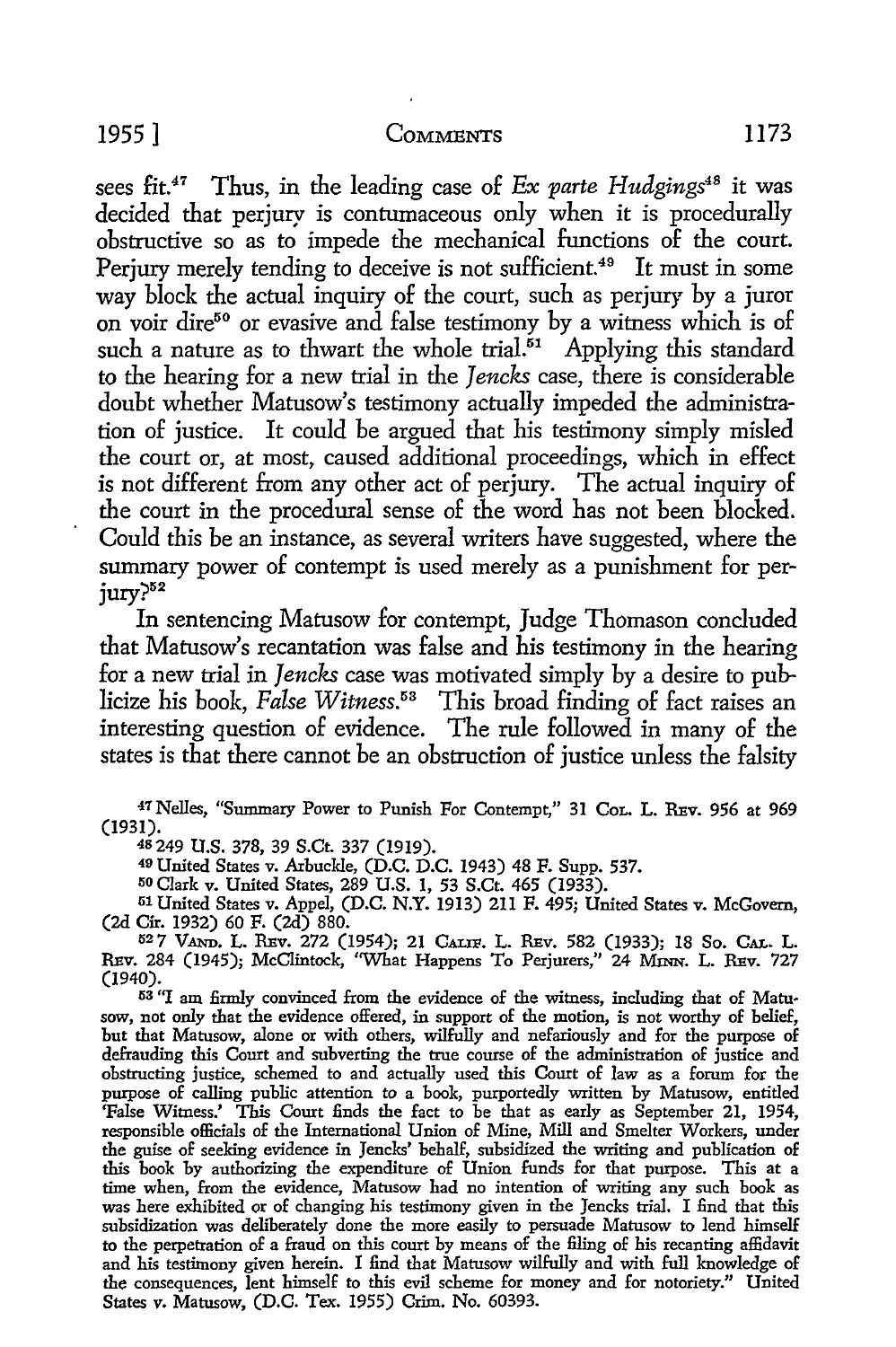sees fit.[47] Thus, in the leading case of *Ex parte Hudgings*[48] it was decided that perjury is contumaceous only when it is procedurally obstructive so as to impede the mechanical functions of the court. Perjury merely tending to deceive is not sufficient.[49] It must in some way block the actual inquiry of the court, such as perjury by a juror on voir dire[50] or evasive and false testimony by a witness which is of such a nature as to thwart the whole trial.[51] Applying this standard to the hearing for a new trial in the *Jencks* case, there is considerable doubt whether Matusow's testimony actually impeded the administration of justice. It could be argued that his testimony simply misled the court or, at most, caused additional proceedings, which in effect is not different from any other act of perjury. The actual inquiry of the court in the procedural sense of the word has not been blocked. Could this be an instance, as several writers have suggested, where the summary power of contempt is used merely as a punishment for perjury?[52]

In sentencing Matusow for contempt, Judge Thomason concluded that Matusow's recantation was false and his testimony in the hearing for a new trial in *Jencks* case was motivated simply by a desire to publicize his book, *False Witness*.[53] This broad finding of fact raises an interesting question of evidence. The rule followed in many of the states is that there cannot be an obstruction of justice unless the falsity

---

[47] Nelles, "Summary Power to Punish For Contempt," 31 Col. L. Rev. 956 at 969 (1931).

[48] 249 U.S. 378, 39 S.Ct. 337 (1919).

[49] United States v. Arbuckle, (D.C. D.C. 1943) 48 F. Supp. 537.

[50] Clark v. United States, 289 U.S. 1, 53 S.Ct. 465 (1933).

[51] United States v. Appel, (D.C. N.Y. 1913) 211 F. 495; United States v. McGovern, (2d Cir. 1932) 60 F. (2d) 880.

[52] 7 Vand. L. Rev. 272 (1954); 21 Calif. L. Rev. 582 (1933); 18 So. Cal. L. Rev. 284 (1945); McClintock, "What Happens To Perjurers," 24 Minn. L. Rev. 727 (1940).

[53] "I am firmly convinced from the evidence of the witness, including that of Matusow, not only that the evidence offered, in support of the motion, is not worthy of belief, but that Matusow, alone or with others, wilfully and nefariously and for the purpose of defrauding this Court and subverting the true course of the administration of justice and obstructing justice, schemed to and actually used this Court of law as a forum for the purpose of calling public attention to a book, purportedly written by Matusow, entitled 'False Witness.' This Court finds the fact to be that as early as September 21, 1954, responsible officials of the International Union of Mine, Mill and Smelter Workers, under the guise of seeking evidence in Jencks' behalf, subsidized the writing and publication of this book by authorizing the expenditure of Union funds for that purpose. This at a time when, from the evidence, Matusow had no intention of writing any such book as was here exhibited or of changing his testimony given in the Jencks trial. I find that this subsidization was deliberately done the more easily to persuade Matusow to lend himself to the perpetration of a fraud on this court by means of the filing of his recanting affidavit and his testimony given herein. I find that Matusow wilfully and with full knowledge of the consequences, lent himself to this evil scheme for money and for notoriety." United States v. Matusow, (D.C. Tex. 1955) Crim. No. 60393.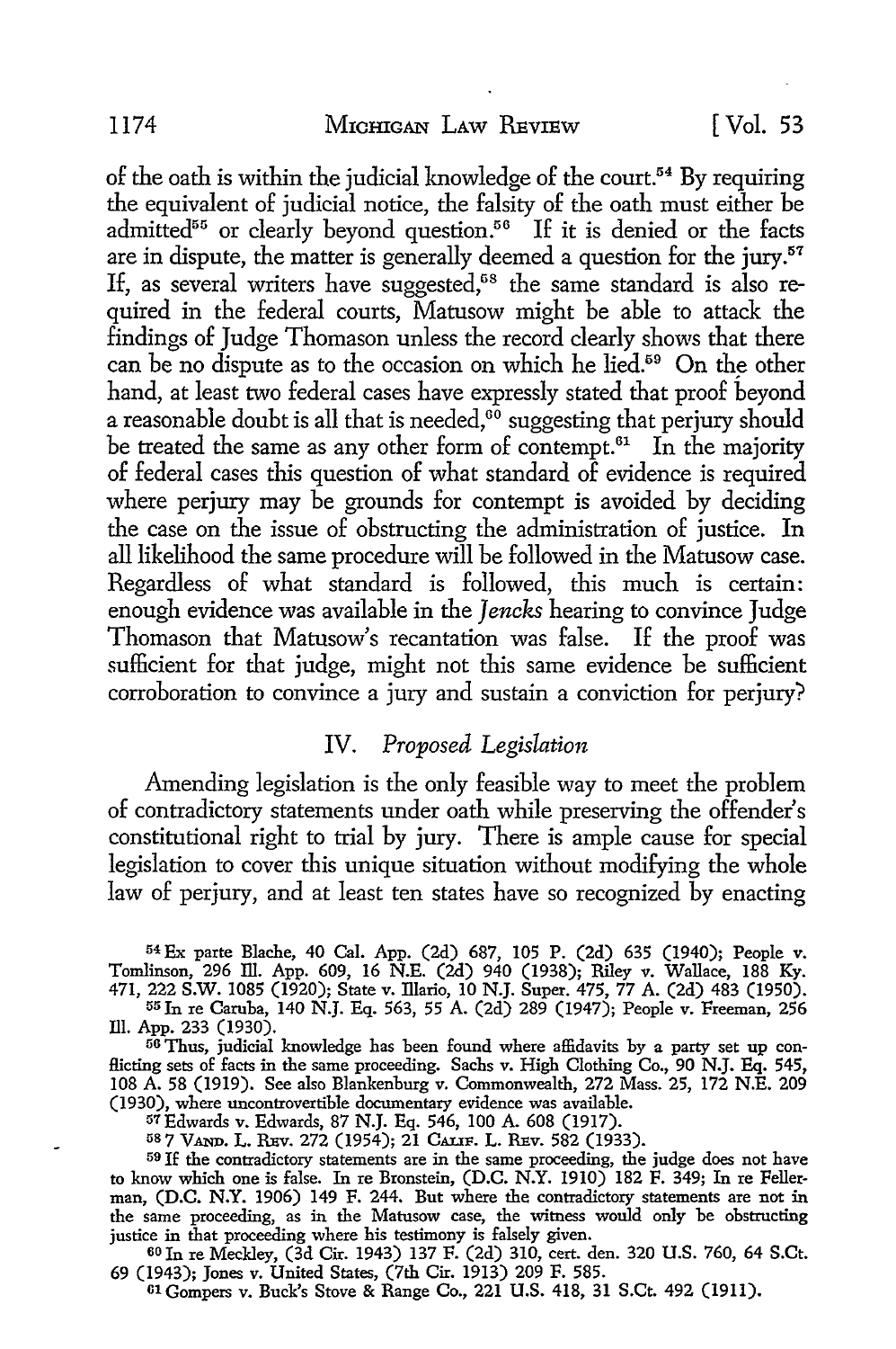of the oath is within the judicial knowledge of the court.[54] By requiring the equivalent of judicial notice, the falsity of the oath must either be admitted[55] or clearly beyond question.[56] If it is denied or the facts are in dispute, the matter is generally deemed a question for the jury.[57] If, as several writers have suggested,[58] the same standard is also required in the federal courts, Matusow might be able to attack the findings of Judge Thomason unless the record clearly shows that there can be no dispute as to the occasion on which he lied.[59] On the other hand, at least two federal cases have expressly stated that proof beyond a reasonable doubt is all that is needed,[60] suggesting that perjury should be treated the same as any other form of contempt.[61] In the majority of federal cases this question of what standard of evidence is required where perjury may be grounds for contempt is avoided by deciding the case on the issue of obstructing the administration of justice. In all likelihood the same procedure will be followed in the Matusow case. Regardless of what standard is followed, this much is certain: enough evidence was available in the *Jencks* hearing to convince Judge Thomason that Matusow's recantation was false. If the proof was sufficient for that judge, might not this same evidence be sufficient corroboration to convince a jury and sustain a conviction for perjury?

## IV. *Proposed Legislation*

Amending legislation is the only feasible way to meet the problem of contradictory statements under oath while preserving the offender's constitutional right to trial by jury. There is ample cause for special legislation to cover this unique situation without modifying the whole law of perjury, and at least ten states have so recognized by enacting

---

[54] Ex parte Blache, 40 Cal. App. (2d) 687, 105 P. (2d) 635 (1940); People v. Tomlinson, 296 Ill. App. 609, 16 N.E. (2d) 940 (1938); Riley v. Wallace, 188 Ky. 471, 222 S.W. 1085 (1920); State v. Illario, 10 N.J. Super. 475, 77 A. (2d) 483 (1950).

[55] In re Caruba, 140 N.J. Eq. 563, 55 A. (2d) 289 (1947); People v. Freeman, 256 Ill. App. 233 (1930).

[56] Thus, judicial knowledge has been found where affidavits by a party set up conflicting sets of facts in the same proceeding. Sachs v. High Clothing Co., 90 N.J. Eq. 545, 108 A. 58 (1919). See also Blankenburg v. Commonwealth, 272 Mass. 25, 172 N.E. 209 (1930), where uncontrovertible documentary evidence was available.

[57] Edwards v. Edwards, 87 N.J. Eq. 546, 100 A. 608 (1917).

[58] 7 VAND. L. REV. 272 (1954); 21 CALIF. L. REV. 582 (1933).

[59] If the contradictory statements are in the same proceeding, the judge does not have to know which one is false. In re Bronstein, (D.C. N.Y. 1910) 182 F. 349; In re Fellerman, (D.C. N.Y. 1906) 149 F. 244. But where the contradictory statements are not in the same proceeding, as in the Matusow case, the witness would only be obstructing justice in that proceeding where his testimony is falsely given.

[60] In re Meckley, (3d Cir. 1943) 137 F. (2d) 310, cert. den. 320 U.S. 760, 64 S.Ct. 69 (1943); Jones v. United States, (7th Cir. 1913) 209 F. 585.

[61] Gompers v. Buck's Stove & Range Co., 221 U.S. 418, 31 S.Ct. 492 (1911).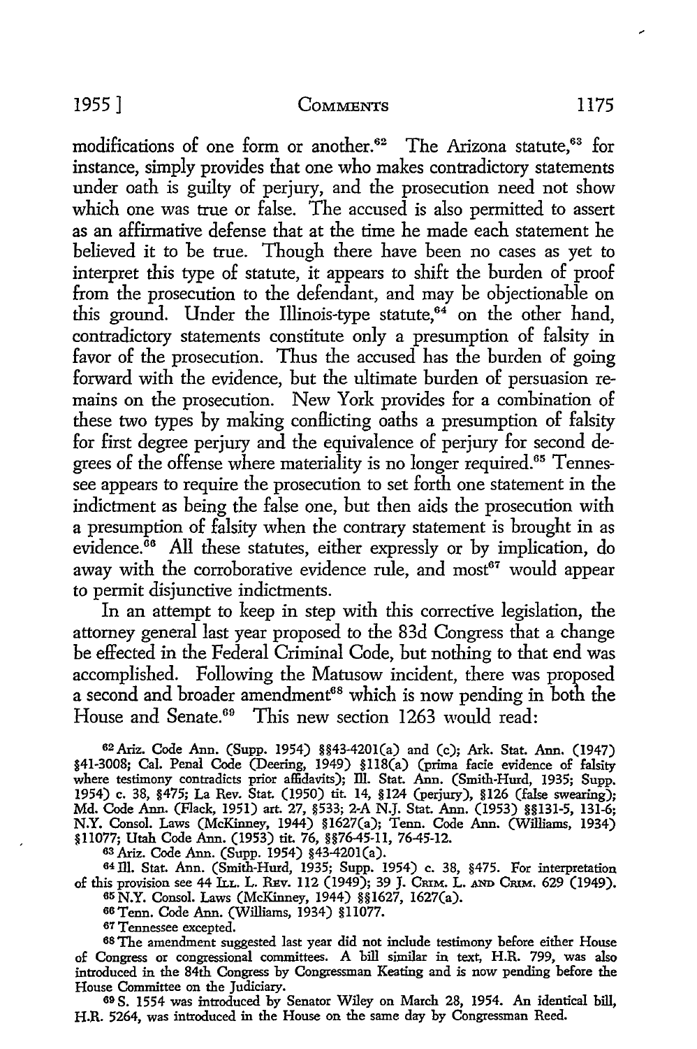modifications of one form or another.[62] The Arizona statute,[63] for instance, simply provides that one who makes contradictory statements under oath is guilty of perjury, and the prosecution need not show which one was true or false. The accused is also permitted to assert as an affirmative defense that at the time he made each statement he believed it to be true. Though there have been no cases as yet to interpret this type of statute, it appears to shift the burden of proof from the prosecution to the defendant, and may be objectionable on this ground. Under the Illinois-type statute,[64] on the other hand, contradictory statements constitute only a presumption of falsity in favor of the prosecution. Thus the accused has the burden of going forward with the evidence, but the ultimate burden of persuasion remains on the prosecution. New York provides for a combination of these two types by making conflicting oaths a presumption of falsity for first degree perjury and the equivalence of perjury for second degrees of the offense where materiality is no longer required.[65] Tennessee appears to require the prosecution to set forth one statement in the indictment as being the false one, but then aids the prosecution with a presumption of falsity when the contrary statement is brought in as evidence.[66] All these statutes, either expressly or by implication, do away with the corroborative evidence rule, and most[67] would appear to permit disjunctive indictments.

In an attempt to keep in step with this corrective legislation, the attorney general last year proposed to the 83d Congress that a change be effected in the Federal Criminal Code, but nothing to that end was accomplished. Following the Matusow incident, there was proposed a second and broader amendment[68] which is now pending in both the House and Senate.[69] This new section 1263 would read:

[62] Ariz. Code Ann. (Supp. 1954) §§43-4201(a) and (c); Ark. Stat. Ann. (1947) §41-3008; Cal. Penal Code (Deering, 1949) §118(a) (prima facie evidence of falsity where testimony contradicts prior affidavits); Ill. Stat. Ann. (Smith-Hurd, 1935; Supp. 1954) c. 38, §475; La Rev. Stat. (1950) tit. 14, §124 (perjury), §126 (false swearing); Md. Code Ann. (Flack, 1951) art. 27, §533; 2-A N.J. Stat. Ann. (1953) §§131-5, 131-6; N.Y. Consol. Laws (McKinney, 1944) §1627(a); Tenn. Code Ann. (Williams, 1934) §11077; Utah Code Ann. (1953) tit. 76, §§76-45-11, 76-45-12.

[63] Ariz. Code Ann. (Supp. 1954) §43-4201(a).

[64] Ill. Stat. Ann. (Smith-Hurd, 1935; Supp. 1954) c. 38, §475. For interpretation of this provision see 44 ILL. L. REV. 112 (1949); 39 J. CRIM. L. AND CRIM. 629 (1949).

[65] N.Y. Consol. Laws (McKinney, 1944) §§1627, 1627(a).

[66] Tenn. Code Ann. (Williams, 1934) §11077.

[67] Tennessee excepted.

[68] The amendment suggested last year did not include testimony before either House of Congress or congressional committees. A bill similar in text, H.R. 799, was also introduced in the 84th Congress by Congressman Keating and is now pending before the House Committee on the Judiciary.

[69] S. 1554 was introduced by Senator Wiley on March 28, 1954. An identical bill, H.R. 5264, was introduced in the House on the same day by Congressman Reed.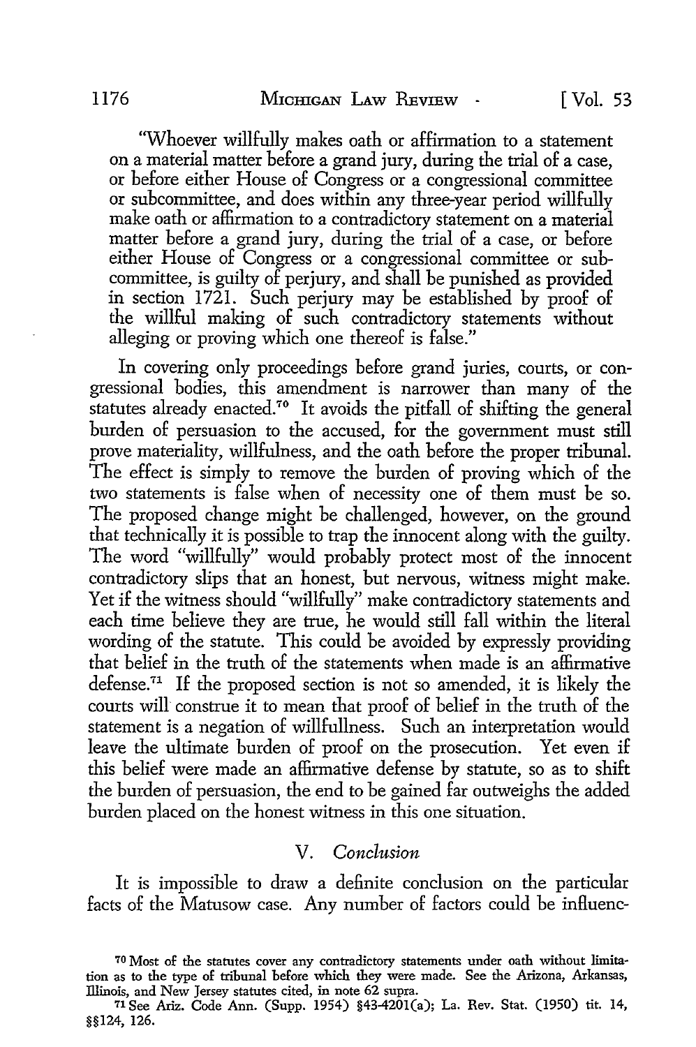"Whoever willfully makes oath or affirmation to a statement on a material matter before a grand jury, during the trial of a case, or before either House of Congress or a congressional committee or subcommittee, and does within any three-year period willfully make oath or affirmation to a contradictory statement on a material matter before a grand jury, during the trial of a case, or before either House of Congress or a congressional committee or subcommittee, is guilty of perjury, and shall be punished as provided in section 1721. Such perjury may be established by proof of the willful making of such contradictory statements without alleging or proving which one thereof is false."

In covering only proceedings before grand juries, courts, or congressional bodies, this amendment is narrower than many of the statutes already enacted.[70] It avoids the pitfall of shifting the general burden of persuasion to the accused, for the government must still prove materiality, willfulness, and the oath before the proper tribunal. The effect is simply to remove the burden of proving which of the two statements is false when of necessity one of them must be so. The proposed change might be challenged, however, on the ground that technically it is possible to trap the innocent along with the guilty. The word "willfully" would probably protect most of the innocent contradictory slips that an honest, but nervous, witness might make. Yet if the witness should "willfully" make contradictory statements and each time believe they are true, he would still fall within the literal wording of the statute. This could be avoided by expressly providing that belief in the truth of the statements when made is an affirmative defense.[71] If the proposed section is not so amended, it is likely the courts will construe it to mean that proof of belief in the truth of the statement is a negation of willfullness. Such an interpretation would leave the ultimate burden of proof on the prosecution. Yet even if this belief were made an affirmative defense by statute, so as to shift the burden of persuasion, the end to be gained far outweighs the added burden placed on the honest witness in this one situation.

## V. *Conclusion*

It is impossible to draw a definite conclusion on the particular facts of the Matusow case. Any number of factors could be influenc-

---

[70] Most of the statutes cover any contradictory statements under oath without limitation as to the type of tribunal before which they were made. See the Arizona, Arkansas, Illinois, and New Jersey statutes cited, in note 62 supra.

[71] See Ariz. Code Ann. (Supp. 1954) §43-4201(a); La. Rev. Stat. (1950) tit. 14, §§124, 126.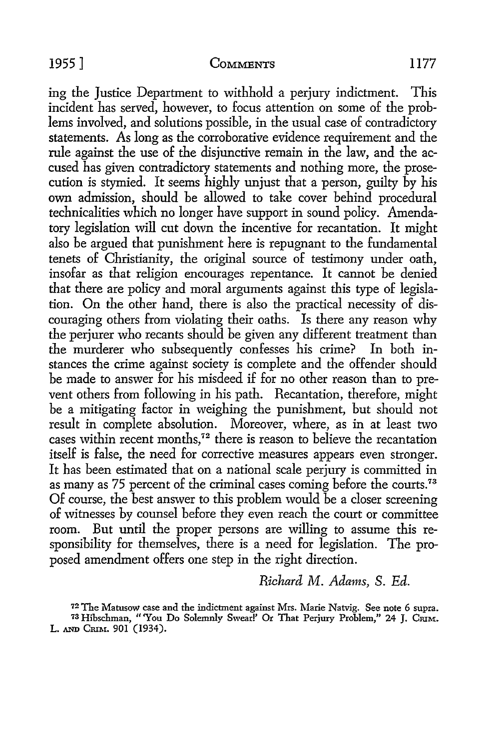ing the Justice Department to withhold a perjury indictment. This incident has served, however, to focus attention on some of the problems involved, and solutions possible, in the usual case of contradictory statements. As long as the corroborative evidence requirement and the rule against the use of the disjunctive remain in the law, and the accused has given contradictory statements and nothing more, the prosecution is stymied. It seems highly unjust that a person, guilty by his own admission, should be allowed to take cover behind procedural technicalities which no longer have support in sound policy. Amendatory legislation will cut down the incentive for recantation. It might also be argued that punishment here is repugnant to the fundamental tenets of Christianity, the original source of testimony under oath, insofar as that religion encourages repentance. It cannot be denied that there are policy and moral arguments against this type of legislation. On the other hand, there is also the practical necessity of discouraging others from violating their oaths. Is there any reason why the perjurer who recants should be given any different treatment than the murderer who subsequently confesses his crime? In both instances the crime against society is complete and the offender should be made to answer for his misdeed if for no other reason than to prevent others from following in his path. Recantation, therefore, might be a mitigating factor in weighing the punishment, but should not result in complete absolution. Moreover, where, as in at least two cases within recent months,[72] there is reason to believe the recantation itself is false, the need for corrective measures appears even stronger. It has been estimated that on a national scale perjury is committed in as many as 75 percent of the criminal cases coming before the courts.[73] Of course, the best answer to this problem would be a closer screening of witnesses by counsel before they even reach the court or committee room. But until the proper persons are willing to assume this responsibility for themselves, there is a need for legislation. The proposed amendment offers one step in the right direction.

*Richard M. Adams, S. Ed.*

---

[72] The Matusow case and the indictment against Mrs. Marie Natvig. See note 6 supra.

[73] Hibschman, "'You Do Solemnly Swear!' Or That Perjury Problem," 24 J. CRIM. L. AND CRIM. 901 (1934).